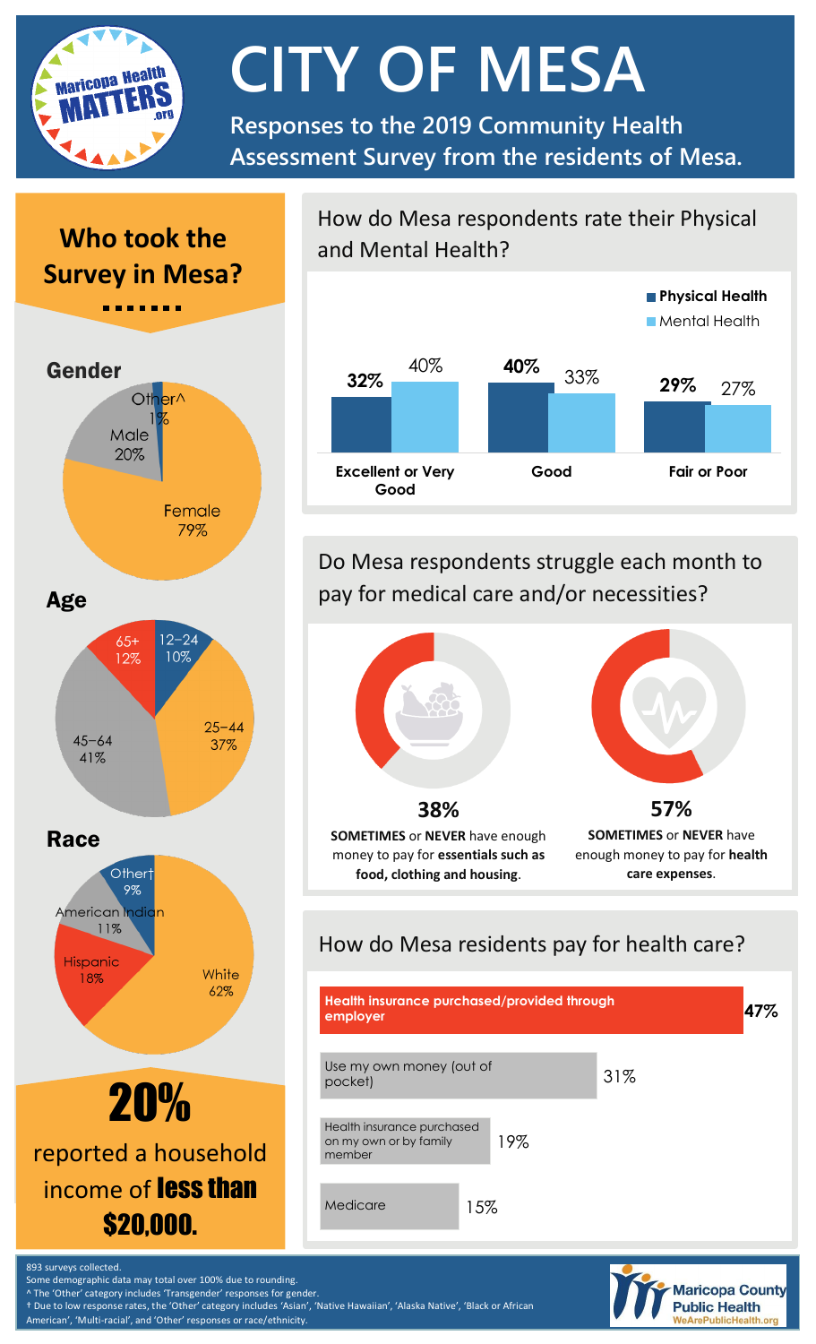Maricopa Health MATTERS .org

# CITY OF MESA

**Responses to the 2019 Community Health Assessment Survey from the residents of Mesa.**

## Who took the Survey in Mesa?

### Gender

Other^ 1%
Male 20%
Female 79%

### Age

12–24 10%
25–44 37%
45–64 41%
65+ 12%

### Race

Other† 9%
American Indian 11%
Hispanic 18%
White 62%

**20%** reported a household income of **less than $20,000.**

## How do Mesa respondents rate their Physical and Mental Health?

Physical Health
Mental Health

**32%** 40%
**Excellent or Very Good**

**40%** 33%
**Good**

**29%** 27%
**Fair or Poor**

## Do Mesa respondents struggle each month to pay for medical care and/or necessities?

**38%**
**SOMETIMES** or **NEVER** have enough money to pay for **essentials such as food, clothing and housing**.

**57%**
**SOMETIMES** or **NEVER** have enough money to pay for **health care expenses**.

## How do Mesa residents pay for health care?

**Health insurance purchased/provided through employer** **47%**
Use my own money (out of pocket) 31%
Health insurance purchased on my own or by family member 19%
Medicare 15%

893 surveys collected.
Some demographic data may total over 100% due to rounding.
^ The 'Other' category includes 'Transgender' responses for gender.
† Due to low response rates, the 'Other' category includes 'Asian', 'Native Hawaiian', 'Alaska Native', 'Black or African American', 'Multi-racial', and 'Other' responses or race/ethnicity.

Maricopa County Public Health
WeArePublicHealth.org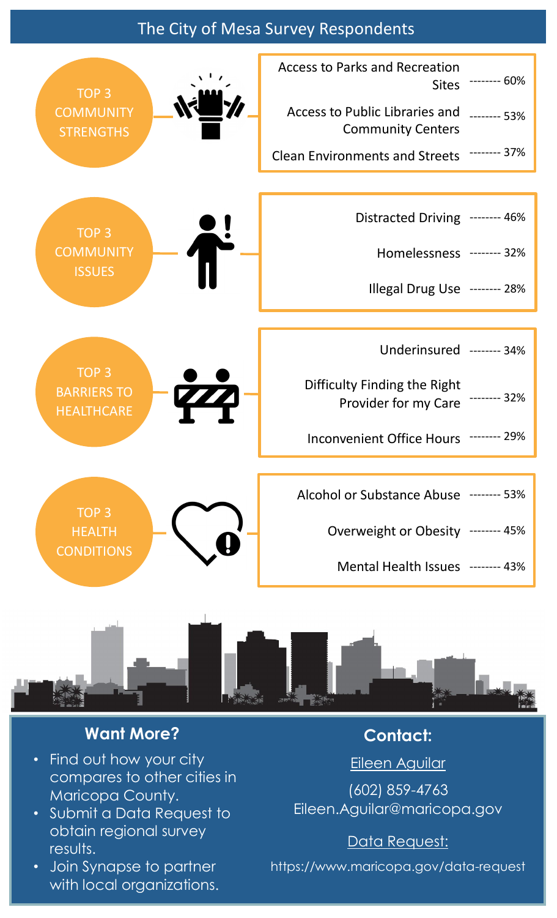# The City of Mesa Survey Respondents

## TOP 3 COMMUNITY STRENGTHS

- Access to Parks and Recreation Sites -------- 60%
- Access to Public Libraries and Community Centers -------- 53%
- Clean Environments and Streets -------- 37%

## TOP 3 COMMUNITY ISSUES

- Distracted Driving -------- 46%
- Homelessness -------- 32%
- Illegal Drug Use -------- 28%

## TOP 3 BARRIERS TO HEALTHCARE

- Underinsured -------- 34%
- Difficulty Finding the Right Provider for my Care -------- 32%
- Inconvenient Office Hours -------- 29%

## TOP 3 HEALTH CONDITIONS

- Alcohol or Substance Abuse -------- 53%
- Overweight or Obesity -------- 45%
- Mental Health Issues -------- 43%

### Want More?

- Find out how your city compares to other cities in Maricopa County.
- Submit a Data Request to obtain regional survey results.
- Join Synapse to partner with local organizations.

### Contact:

Eileen Aguilar

(602) 859-4763
Eileen.Aguilar@maricopa.gov

Data Request:

https://www.maricopa.gov/data-request